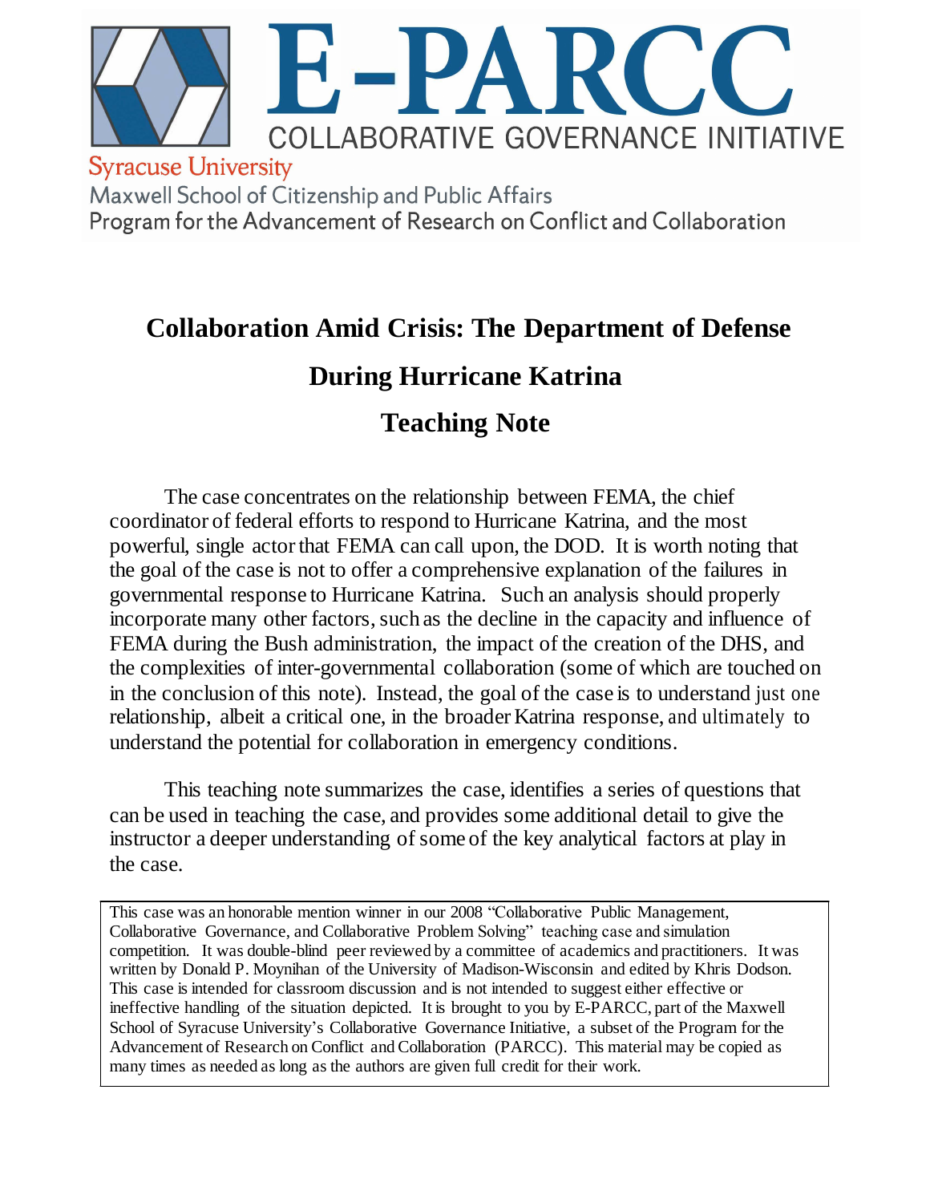# E-PARCC

COLLABORATIVE GOVERNANCE INITIATIVE

Syracuse University
Maxwell School of Citizenship and Public Affairs
Program for the Advancement of Research on Conflict and Collaboration

## Collaboration Amid Crisis: The Department of Defense During Hurricane Katrina

## Teaching Note

The case concentrates on the relationship between FEMA, the chief coordinator of federal efforts to respond to Hurricane Katrina, and the most powerful, single actor that FEMA can call upon, the DOD. It is worth noting that the goal of the case is not to offer a comprehensive explanation of the failures in governmental response to Hurricane Katrina. Such an analysis should properly incorporate many other factors, such as the decline in the capacity and influence of FEMA during the Bush administration, the impact of the creation of the DHS, and the complexities of inter-governmental collaboration (some of which are touched on in the conclusion of this note). Instead, the goal of the case is to understand just one relationship, albeit a critical one, in the broader Katrina response, and ultimately to understand the potential for collaboration in emergency conditions.

This teaching note summarizes the case, identifies a series of questions that can be used in teaching the case, and provides some additional detail to give the instructor a deeper understanding of some of the key analytical factors at play in the case.

This case was an honorable mention winner in our 2008 "Collaborative Public Management, Collaborative Governance, and Collaborative Problem Solving" teaching case and simulation competition. It was double-blind peer reviewed by a committee of academics and practitioners. It was written by Donald P. Moynihan of the University of Madison-Wisconsin and edited by Khris Dodson. This case is intended for classroom discussion and is not intended to suggest either effective or ineffective handling of the situation depicted. It is brought to you by E-PARCC, part of the Maxwell School of Syracuse University's Collaborative Governance Initiative, a subset of the Program for the Advancement of Research on Conflict and Collaboration (PARCC). This material may be copied as many times as needed as long as the authors are given full credit for their work.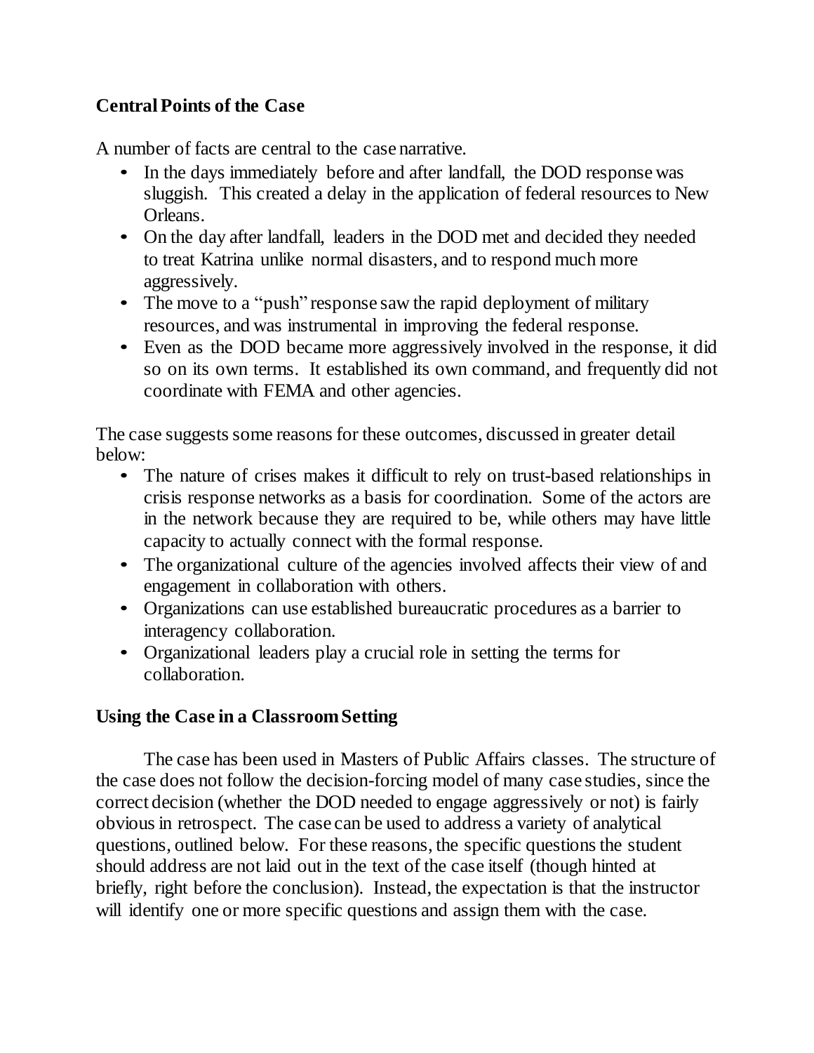## Central Points of the Case

A number of facts are central to the case narrative.

- In the days immediately before and after landfall, the DOD response was sluggish. This created a delay in the application of federal resources to New Orleans.
- On the day after landfall, leaders in the DOD met and decided they needed to treat Katrina unlike normal disasters, and to respond much more aggressively.
- The move to a "push" response saw the rapid deployment of military resources, and was instrumental in improving the federal response.
- Even as the DOD became more aggressively involved in the response, it did so on its own terms. It established its own command, and frequently did not coordinate with FEMA and other agencies.

The case suggests some reasons for these outcomes, discussed in greater detail below:

- The nature of crises makes it difficult to rely on trust-based relationships in crisis response networks as a basis for coordination. Some of the actors are in the network because they are required to be, while others may have little capacity to actually connect with the formal response.
- The organizational culture of the agencies involved affects their view of and engagement in collaboration with others.
- Organizations can use established bureaucratic procedures as a barrier to interagency collaboration.
- Organizational leaders play a crucial role in setting the terms for collaboration.

## Using the Case in a Classroom Setting

The case has been used in Masters of Public Affairs classes. The structure of the case does not follow the decision-forcing model of many case studies, since the correct decision (whether the DOD needed to engage aggressively or not) is fairly obvious in retrospect. The case can be used to address a variety of analytical questions, outlined below. For these reasons, the specific questions the student should address are not laid out in the text of the case itself (though hinted at briefly, right before the conclusion). Instead, the expectation is that the instructor will identify one or more specific questions and assign them with the case.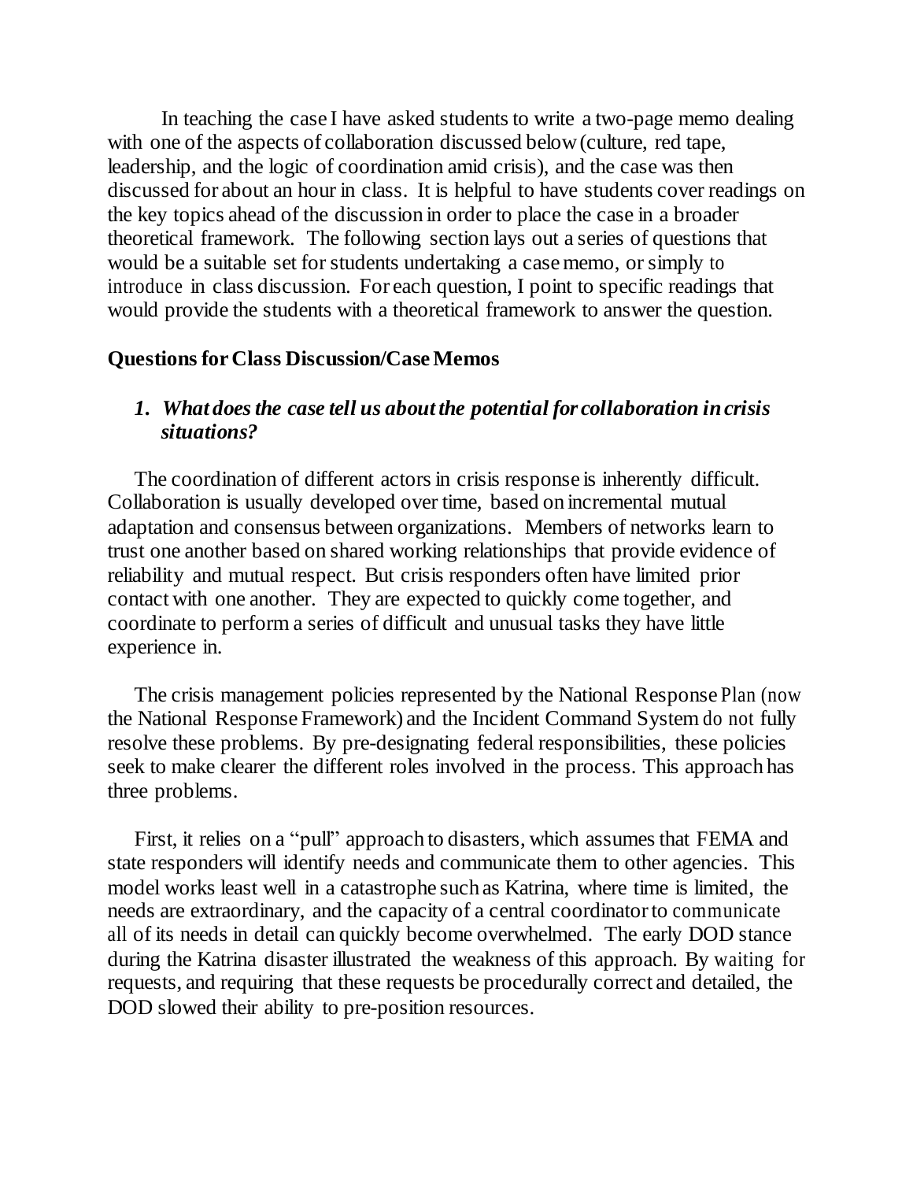In teaching the case I have asked students to write a two-page memo dealing with one of the aspects of collaboration discussed below (culture, red tape, leadership, and the logic of coordination amid crisis), and the case was then discussed for about an hour in class. It is helpful to have students cover readings on the key topics ahead of the discussion in order to place the case in a broader theoretical framework. The following section lays out a series of questions that would be a suitable set for students undertaking a case memo, or simply to introduce in class discussion. For each question, I point to specific readings that would provide the students with a theoretical framework to answer the question.

## Questions for Class Discussion/Case Memos

### *1. What does the case tell us about the potential for collaboration in crisis situations?*

The coordination of different actors in crisis response is inherently difficult. Collaboration is usually developed over time, based on incremental mutual adaptation and consensus between organizations. Members of networks learn to trust one another based on shared working relationships that provide evidence of reliability and mutual respect. But crisis responders often have limited prior contact with one another. They are expected to quickly come together, and coordinate to perform a series of difficult and unusual tasks they have little experience in.

The crisis management policies represented by the National Response Plan (now the National Response Framework) and the Incident Command System do not fully resolve these problems. By pre-designating federal responsibilities, these policies seek to make clearer the different roles involved in the process. This approach has three problems.

First, it relies on a "pull" approach to disasters, which assumes that FEMA and state responders will identify needs and communicate them to other agencies. This model works least well in a catastrophe such as Katrina, where time is limited, the needs are extraordinary, and the capacity of a central coordinator to communicate all of its needs in detail can quickly become overwhelmed. The early DOD stance during the Katrina disaster illustrated the weakness of this approach. By waiting for requests, and requiring that these requests be procedurally correct and detailed, the DOD slowed their ability to pre-position resources.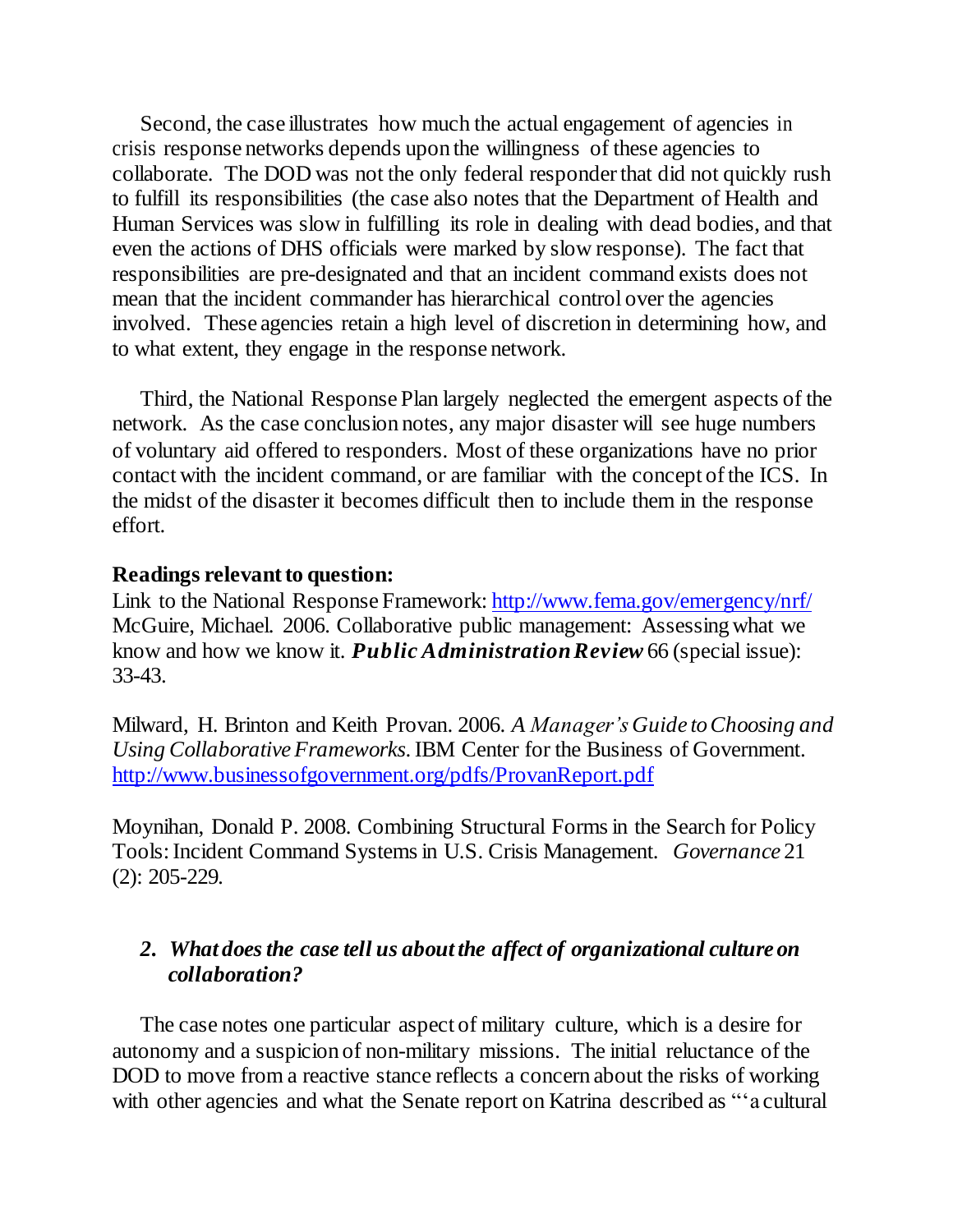Second, the case illustrates how much the actual engagement of agencies in crisis response networks depends upon the willingness of these agencies to collaborate. The DOD was not the only federal responder that did not quickly rush to fulfill its responsibilities (the case also notes that the Department of Health and Human Services was slow in fulfilling its role in dealing with dead bodies, and that even the actions of DHS officials were marked by slow response). The fact that responsibilities are pre-designated and that an incident command exists does not mean that the incident commander has hierarchical control over the agencies involved. These agencies retain a high level of discretion in determining how, and to what extent, they engage in the response network.

Third, the National Response Plan largely neglected the emergent aspects of the network. As the case conclusion notes, any major disaster will see huge numbers of voluntary aid offered to responders. Most of these organizations have no prior contact with the incident command, or are familiar with the concept of the ICS. In the midst of the disaster it becomes difficult then to include them in the response effort.

**Readings relevant to question:**
Link to the National Response Framework: http://www.fema.gov/emergency/nrf/
McGuire, Michael. 2006. Collaborative public management: Assessing what we know and how we know it. ***Public Administration Review*** 66 (special issue): 33-43.

Milward, H. Brinton and Keith Provan. 2006. *A Manager's Guide to Choosing and Using Collaborative Frameworks.* IBM Center for the Business of Government. http://www.businessofgovernment.org/pdfs/ProvanReport.pdf

Moynihan, Donald P. 2008. Combining Structural Forms in the Search for Policy Tools: Incident Command Systems in U.S. Crisis Management. *Governance* 21 (2): 205-229.

2. ***What does the case tell us about the affect of organizational culture on collaboration?***

The case notes one particular aspect of military culture, which is a desire for autonomy and a suspicion of non-military missions. The initial reluctance of the DOD to move from a reactive stance reflects a concern about the risks of working with other agencies and what the Senate report on Katrina described as "'a cultural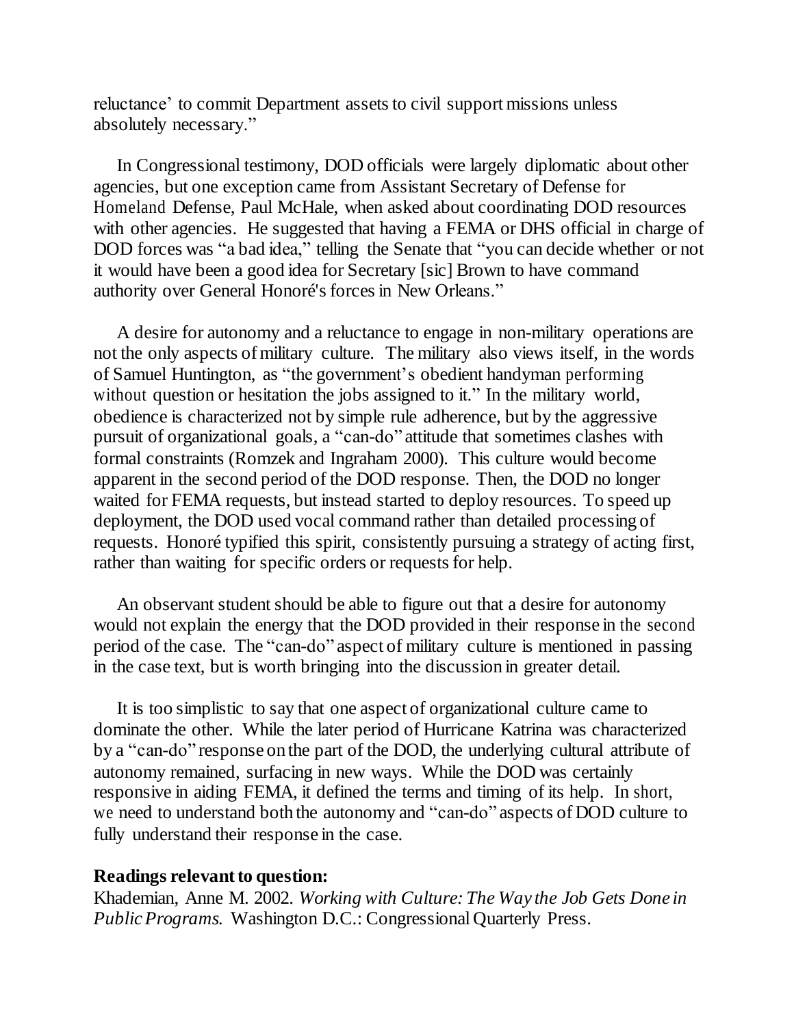reluctance' to commit Department assets to civil support missions unless absolutely necessary."

In Congressional testimony, DOD officials were largely diplomatic about other agencies, but one exception came from Assistant Secretary of Defense for Homeland Defense, Paul McHale, when asked about coordinating DOD resources with other agencies. He suggested that having a FEMA or DHS official in charge of DOD forces was "a bad idea," telling the Senate that "you can decide whether or not it would have been a good idea for Secretary [sic] Brown to have command authority over General Honoré's forces in New Orleans."

A desire for autonomy and a reluctance to engage in non-military operations are not the only aspects of military culture. The military also views itself, in the words of Samuel Huntington, as "the government's obedient handyman performing without question or hesitation the jobs assigned to it." In the military world, obedience is characterized not by simple rule adherence, but by the aggressive pursuit of organizational goals, a "can-do" attitude that sometimes clashes with formal constraints (Romzek and Ingraham 2000). This culture would become apparent in the second period of the DOD response. Then, the DOD no longer waited for FEMA requests, but instead started to deploy resources. To speed up deployment, the DOD used vocal command rather than detailed processing of requests. Honoré typified this spirit, consistently pursuing a strategy of acting first, rather than waiting for specific orders or requests for help.

An observant student should be able to figure out that a desire for autonomy would not explain the energy that the DOD provided in their response in the second period of the case. The "can-do" aspect of military culture is mentioned in passing in the case text, but is worth bringing into the discussion in greater detail.

It is too simplistic to say that one aspect of organizational culture came to dominate the other. While the later period of Hurricane Katrina was characterized by a "can-do" response on the part of the DOD, the underlying cultural attribute of autonomy remained, surfacing in new ways. While the DOD was certainly responsive in aiding FEMA, it defined the terms and timing of its help. In short, we need to understand both the autonomy and "can-do" aspects of DOD culture to fully understand their response in the case.

**Readings relevant to question:**

Khademian, Anne M. 2002. *Working with Culture: The Way the Job Gets Done in Public Programs.* Washington D.C.: Congressional Quarterly Press.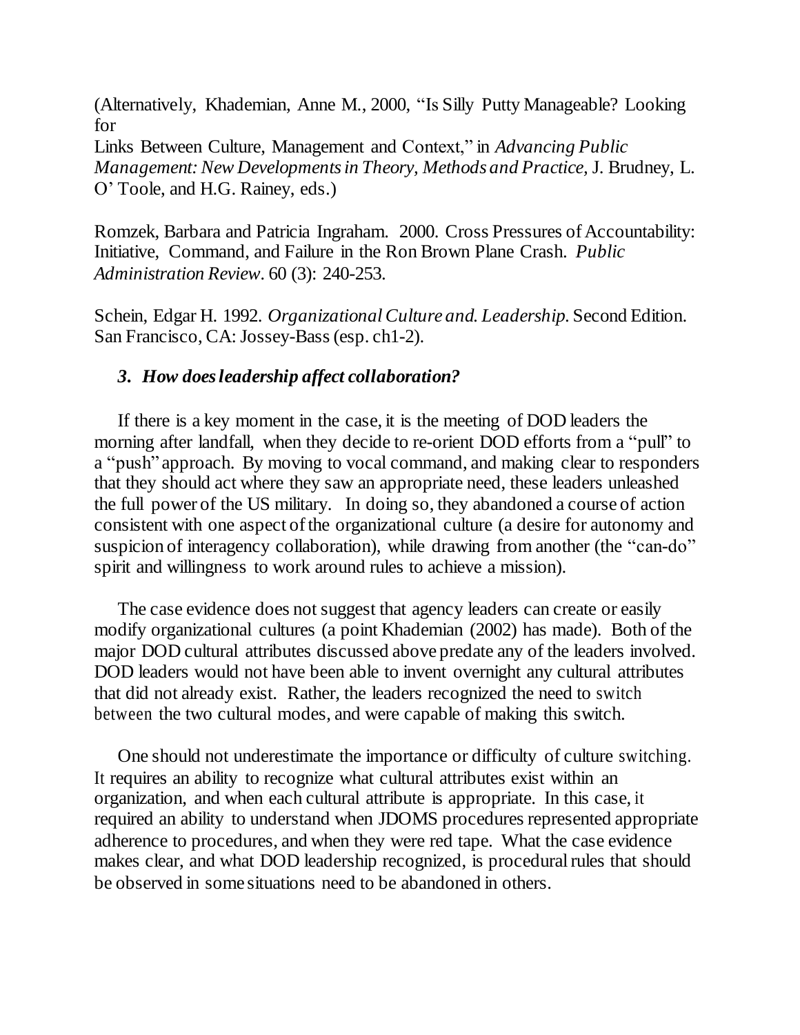(Alternatively, Khademian, Anne M., 2000, "Is Silly Putty Manageable? Looking for
Links Between Culture, Management and Context," in *Advancing Public Management: New Developments in Theory, Methods and Practice,* J. Brudney, L. O' Toole, and H.G. Rainey, eds.)

Romzek, Barbara and Patricia Ingraham. 2000. Cross Pressures of Accountability: Initiative, Command, and Failure in the Ron Brown Plane Crash. *Public Administration Review*. 60 (3): 240-253.

Schein, Edgar H. 1992. *Organizational Culture and Leadership.* Second Edition. San Francisco, CA: Jossey-Bass (esp. ch1-2).

### *3. How does leadership affect collaboration?*

If there is a key moment in the case, it is the meeting of DOD leaders the morning after landfall, when they decide to re-orient DOD efforts from a "pull" to a "push" approach. By moving to vocal command, and making clear to responders that they should act where they saw an appropriate need, these leaders unleashed the full power of the US military. In doing so, they abandoned a course of action consistent with one aspect of the organizational culture (a desire for autonomy and suspicion of interagency collaboration), while drawing from another (the "can-do" spirit and willingness to work around rules to achieve a mission).

The case evidence does not suggest that agency leaders can create or easily modify organizational cultures (a point Khademian (2002) has made). Both of the major DOD cultural attributes discussed above predate any of the leaders involved. DOD leaders would not have been able to invent overnight any cultural attributes that did not already exist. Rather, the leaders recognized the need to switch between the two cultural modes, and were capable of making this switch.

One should not underestimate the importance or difficulty of culture switching. It requires an ability to recognize what cultural attributes exist within an organization, and when each cultural attribute is appropriate. In this case, it required an ability to understand when JDOMS procedures represented appropriate adherence to procedures, and when they were red tape. What the case evidence makes clear, and what DOD leadership recognized, is procedural rules that should be observed in some situations need to be abandoned in others.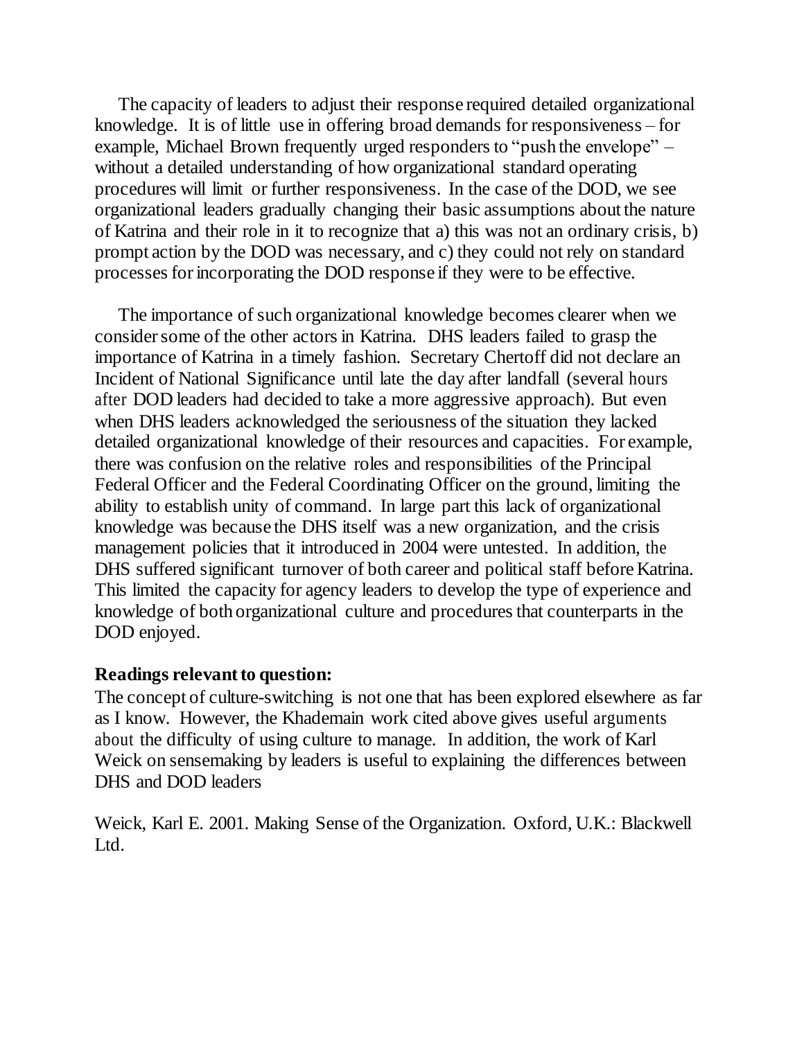The capacity of leaders to adjust their response required detailed organizational knowledge. It is of little use in offering broad demands for responsiveness – for example, Michael Brown frequently urged responders to "push the envelope" – without a detailed understanding of how organizational standard operating procedures will limit or further responsiveness. In the case of the DOD, we see organizational leaders gradually changing their basic assumptions about the nature of Katrina and their role in it to recognize that a) this was not an ordinary crisis, b) prompt action by the DOD was necessary, and c) they could not rely on standard processes for incorporating the DOD response if they were to be effective.

The importance of such organizational knowledge becomes clearer when we consider some of the other actors in Katrina. DHS leaders failed to grasp the importance of Katrina in a timely fashion. Secretary Chertoff did not declare an Incident of National Significance until late the day after landfall (several hours after DOD leaders had decided to take a more aggressive approach). But even when DHS leaders acknowledged the seriousness of the situation they lacked detailed organizational knowledge of their resources and capacities. For example, there was confusion on the relative roles and responsibilities of the Principal Federal Officer and the Federal Coordinating Officer on the ground, limiting the ability to establish unity of command. In large part this lack of organizational knowledge was because the DHS itself was a new organization, and the crisis management policies that it introduced in 2004 were untested. In addition, the DHS suffered significant turnover of both career and political staff before Katrina. This limited the capacity for agency leaders to develop the type of experience and knowledge of both organizational culture and procedures that counterparts in the DOD enjoyed.

**Readings relevant to question:**

The concept of culture-switching is not one that has been explored elsewhere as far as I know. However, the Khademain work cited above gives useful arguments about the difficulty of using culture to manage. In addition, the work of Karl Weick on sensemaking by leaders is useful to explaining the differences between DHS and DOD leaders

Weick, Karl E. 2001. Making Sense of the Organization. Oxford, U.K.: Blackwell Ltd.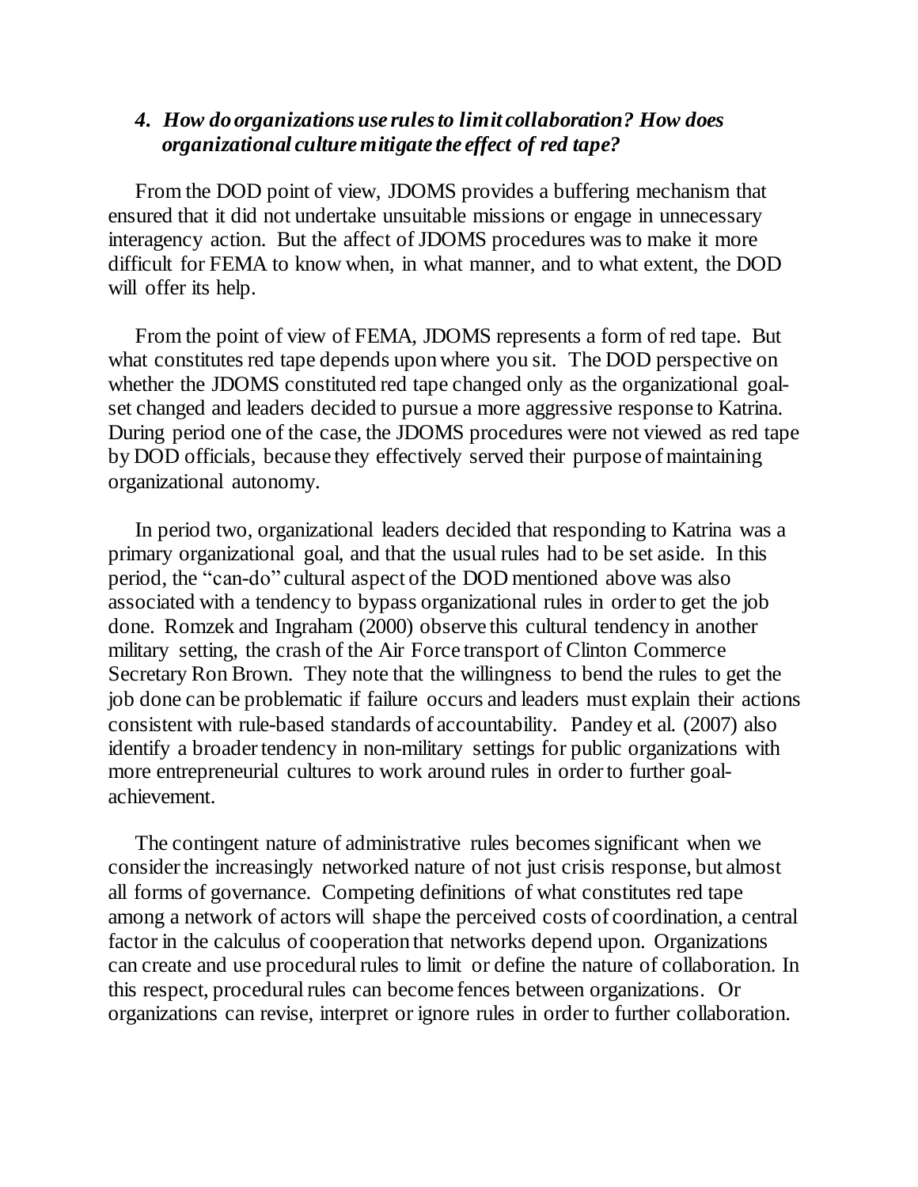### *4. How do organizations use rules to limit collaboration? How does organizational culture mitigate the effect of red tape?*

From the DOD point of view, JDOMS provides a buffering mechanism that ensured that it did not undertake unsuitable missions or engage in unnecessary interagency action. But the affect of JDOMS procedures was to make it more difficult for FEMA to know when, in what manner, and to what extent, the DOD will offer its help.

From the point of view of FEMA, JDOMS represents a form of red tape. But what constitutes red tape depends upon where you sit. The DOD perspective on whether the JDOMS constituted red tape changed only as the organizational goal-set changed and leaders decided to pursue a more aggressive response to Katrina. During period one of the case, the JDOMS procedures were not viewed as red tape by DOD officials, because they effectively served their purpose of maintaining organizational autonomy.

In period two, organizational leaders decided that responding to Katrina was a primary organizational goal, and that the usual rules had to be set aside. In this period, the "can-do" cultural aspect of the DOD mentioned above was also associated with a tendency to bypass organizational rules in order to get the job done. Romzek and Ingraham (2000) observe this cultural tendency in another military setting, the crash of the Air Force transport of Clinton Commerce Secretary Ron Brown. They note that the willingness to bend the rules to get the job done can be problematic if failure occurs and leaders must explain their actions consistent with rule-based standards of accountability. Pandey et al. (2007) also identify a broader tendency in non-military settings for public organizations with more entrepreneurial cultures to work around rules in order to further goal-achievement.

The contingent nature of administrative rules becomes significant when we consider the increasingly networked nature of not just crisis response, but almost all forms of governance. Competing definitions of what constitutes red tape among a network of actors will shape the perceived costs of coordination, a central factor in the calculus of cooperation that networks depend upon. Organizations can create and use procedural rules to limit or define the nature of collaboration. In this respect, procedural rules can become fences between organizations. Or organizations can revise, interpret or ignore rules in order to further collaboration.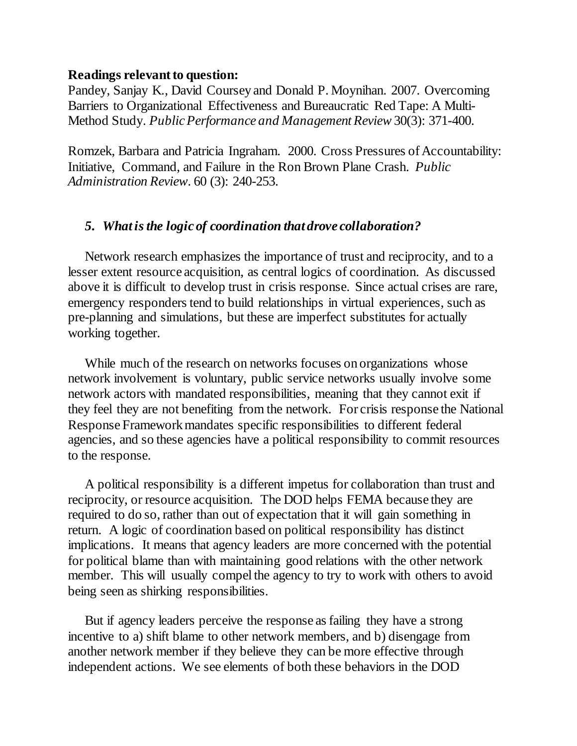**Readings relevant to question:**

Pandey, Sanjay K., David Coursey and Donald P. Moynihan. 2007. Overcoming Barriers to Organizational Effectiveness and Bureaucratic Red Tape: A Multi-Method Study. *Public Performance and Management Review* 30(3): 371-400.

Romzek, Barbara and Patricia Ingraham. 2000. Cross Pressures of Accountability: Initiative, Command, and Failure in the Ron Brown Plane Crash. *Public Administration Review*. 60 (3): 240-253.

### *5. What is the logic of coordination that drove collaboration?*

Network research emphasizes the importance of trust and reciprocity, and to a lesser extent resource acquisition, as central logics of coordination. As discussed above it is difficult to develop trust in crisis response. Since actual crises are rare, emergency responders tend to build relationships in virtual experiences, such as pre-planning and simulations, but these are imperfect substitutes for actually working together.

While much of the research on networks focuses on organizations whose network involvement is voluntary, public service networks usually involve some network actors with mandated responsibilities, meaning that they cannot exit if they feel they are not benefiting from the network. For crisis response the National Response Framework mandates specific responsibilities to different federal agencies, and so these agencies have a political responsibility to commit resources to the response.

A political responsibility is a different impetus for collaboration than trust and reciprocity, or resource acquisition. The DOD helps FEMA because they are required to do so, rather than out of expectation that it will gain something in return. A logic of coordination based on political responsibility has distinct implications. It means that agency leaders are more concerned with the potential for political blame than with maintaining good relations with the other network member. This will usually compel the agency to try to work with others to avoid being seen as shirking responsibilities.

But if agency leaders perceive the response as failing they have a strong incentive to a) shift blame to other network members, and b) disengage from another network member if they believe they can be more effective through independent actions. We see elements of both these behaviors in the DOD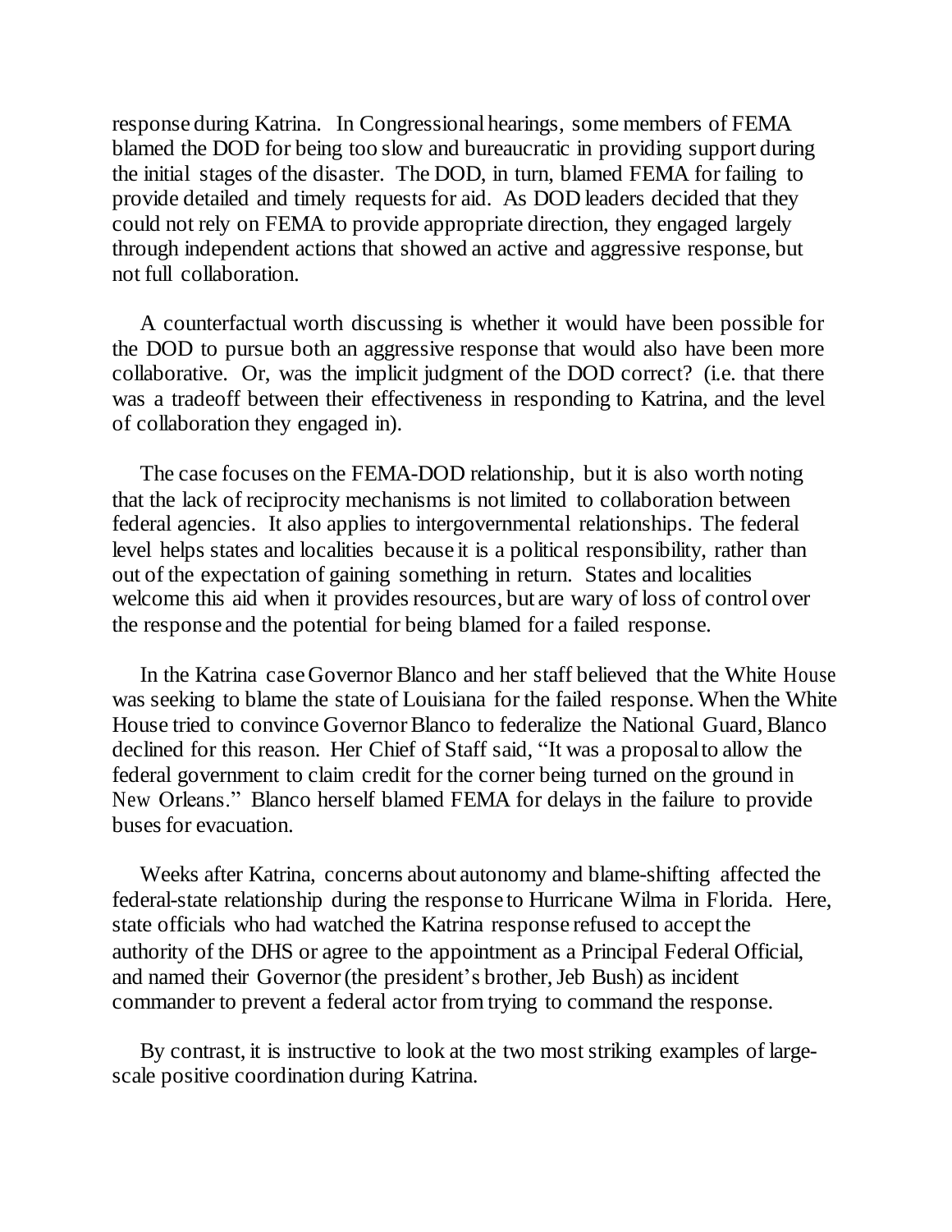response during Katrina. In Congressional hearings, some members of FEMA blamed the DOD for being too slow and bureaucratic in providing support during the initial stages of the disaster. The DOD, in turn, blamed FEMA for failing to provide detailed and timely requests for aid. As DOD leaders decided that they could not rely on FEMA to provide appropriate direction, they engaged largely through independent actions that showed an active and aggressive response, but not full collaboration.

A counterfactual worth discussing is whether it would have been possible for the DOD to pursue both an aggressive response that would also have been more collaborative. Or, was the implicit judgment of the DOD correct? (i.e. that there was a tradeoff between their effectiveness in responding to Katrina, and the level of collaboration they engaged in).

The case focuses on the FEMA-DOD relationship, but it is also worth noting that the lack of reciprocity mechanisms is not limited to collaboration between federal agencies. It also applies to intergovernmental relationships. The federal level helps states and localities because it is a political responsibility, rather than out of the expectation of gaining something in return. States and localities welcome this aid when it provides resources, but are wary of loss of control over the response and the potential for being blamed for a failed response.

In the Katrina case Governor Blanco and her staff believed that the White House was seeking to blame the state of Louisiana for the failed response. When the White House tried to convince Governor Blanco to federalize the National Guard, Blanco declined for this reason. Her Chief of Staff said, "It was a proposal to allow the federal government to claim credit for the corner being turned on the ground in New Orleans." Blanco herself blamed FEMA for delays in the failure to provide buses for evacuation.

Weeks after Katrina, concerns about autonomy and blame-shifting affected the federal-state relationship during the response to Hurricane Wilma in Florida. Here, state officials who had watched the Katrina response refused to accept the authority of the DHS or agree to the appointment as a Principal Federal Official, and named their Governor (the president's brother, Jeb Bush) as incident commander to prevent a federal actor from trying to command the response.

By contrast, it is instructive to look at the two most striking examples of large-scale positive coordination during Katrina.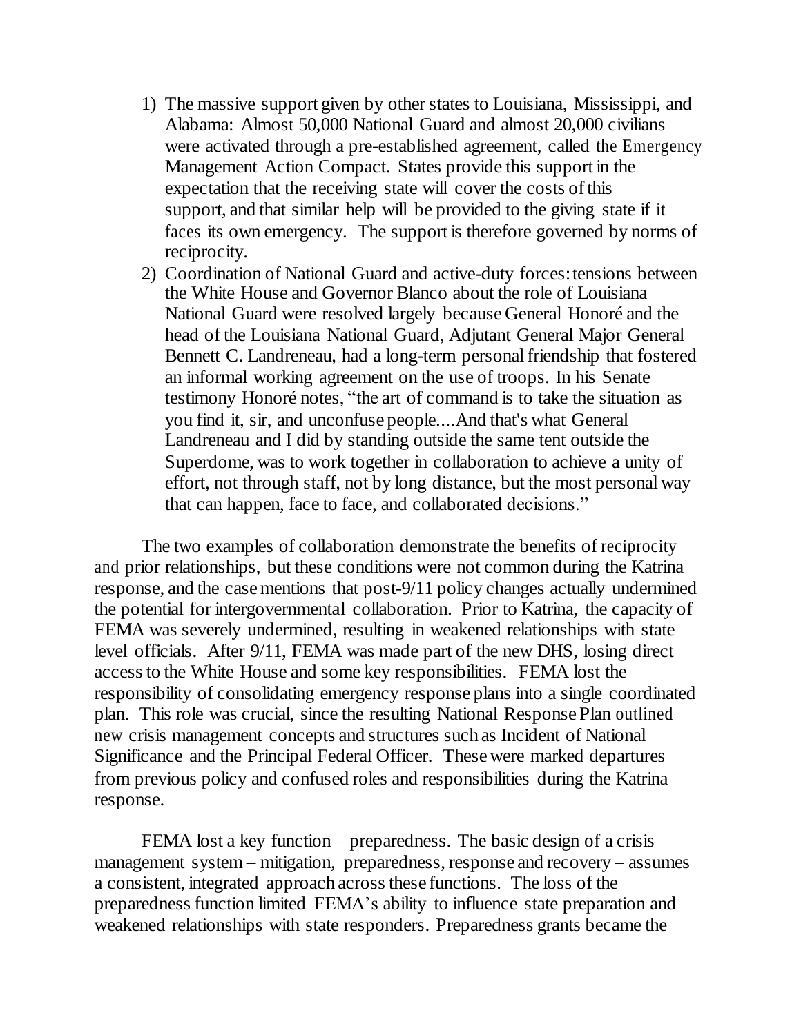1) The massive support given by other states to Louisiana, Mississippi, and Alabama: Almost 50,000 National Guard and almost 20,000 civilians were activated through a pre-established agreement, called the Emergency Management Action Compact. States provide this support in the expectation that the receiving state will cover the costs of this support, and that similar help will be provided to the giving state if it faces its own emergency. The support is therefore governed by norms of reciprocity.
2) Coordination of National Guard and active-duty forces: tensions between the White House and Governor Blanco about the role of Louisiana National Guard were resolved largely because General Honoré and the head of the Louisiana National Guard, Adjutant General Major General Bennett C. Landreneau, had a long-term personal friendship that fostered an informal working agreement on the use of troops. In his Senate testimony Honoré notes, "the art of command is to take the situation as you find it, sir, and unconfuse people....And that's what General Landreneau and I did by standing outside the same tent outside the Superdome, was to work together in collaboration to achieve a unity of effort, not through staff, not by long distance, but the most personal way that can happen, face to face, and collaborated decisions."

The two examples of collaboration demonstrate the benefits of reciprocity and prior relationships, but these conditions were not common during the Katrina response, and the case mentions that post-9/11 policy changes actually undermined the potential for intergovernmental collaboration. Prior to Katrina, the capacity of FEMA was severely undermined, resulting in weakened relationships with state level officials. After 9/11, FEMA was made part of the new DHS, losing direct access to the White House and some key responsibilities. FEMA lost the responsibility of consolidating emergency response plans into a single coordinated plan. This role was crucial, since the resulting National Response Plan outlined new crisis management concepts and structures such as Incident of National Significance and the Principal Federal Officer. These were marked departures from previous policy and confused roles and responsibilities during the Katrina response.

FEMA lost a key function – preparedness. The basic design of a crisis management system – mitigation, preparedness, response and recovery – assumes a consistent, integrated approach across these functions. The loss of the preparedness function limited FEMA's ability to influence state preparation and weakened relationships with state responders. Preparedness grants became the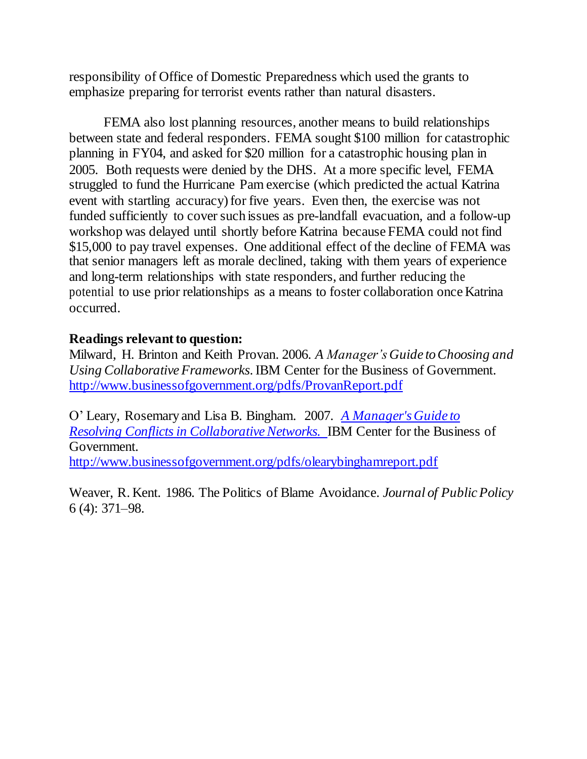responsibility of Office of Domestic Preparedness which used the grants to emphasize preparing for terrorist events rather than natural disasters.

FEMA also lost planning resources, another means to build relationships between state and federal responders. FEMA sought $100 million for catastrophic planning in FY04, and asked for $20 million for a catastrophic housing plan in 2005. Both requests were denied by the DHS. At a more specific level, FEMA struggled to fund the Hurricane Pam exercise (which predicted the actual Katrina event with startling accuracy) for five years. Even then, the exercise was not funded sufficiently to cover such issues as pre-landfall evacuation, and a follow-up workshop was delayed until shortly before Katrina because FEMA could not find $15,000 to pay travel expenses. One additional effect of the decline of FEMA was that senior managers left as morale declined, taking with them years of experience and long-term relationships with state responders, and further reducing the potential to use prior relationships as a means to foster collaboration once Katrina occurred.

**Readings relevant to question:**

Milward, H. Brinton and Keith Provan. 2006. *A Manager's Guide to Choosing and Using Collaborative Frameworks.* IBM Center for the Business of Government. http://www.businessofgovernment.org/pdfs/ProvanReport.pdf

O' Leary, Rosemary and Lisa B. Bingham. 2007. *A Manager's Guide to Resolving Conflicts in Collaborative Networks.* IBM Center for the Business of Government. http://www.businessofgovernment.org/pdfs/olearybinghamreport.pdf

Weaver, R. Kent. 1986. The Politics of Blame Avoidance. *Journal of Public Policy* 6 (4): 371–98.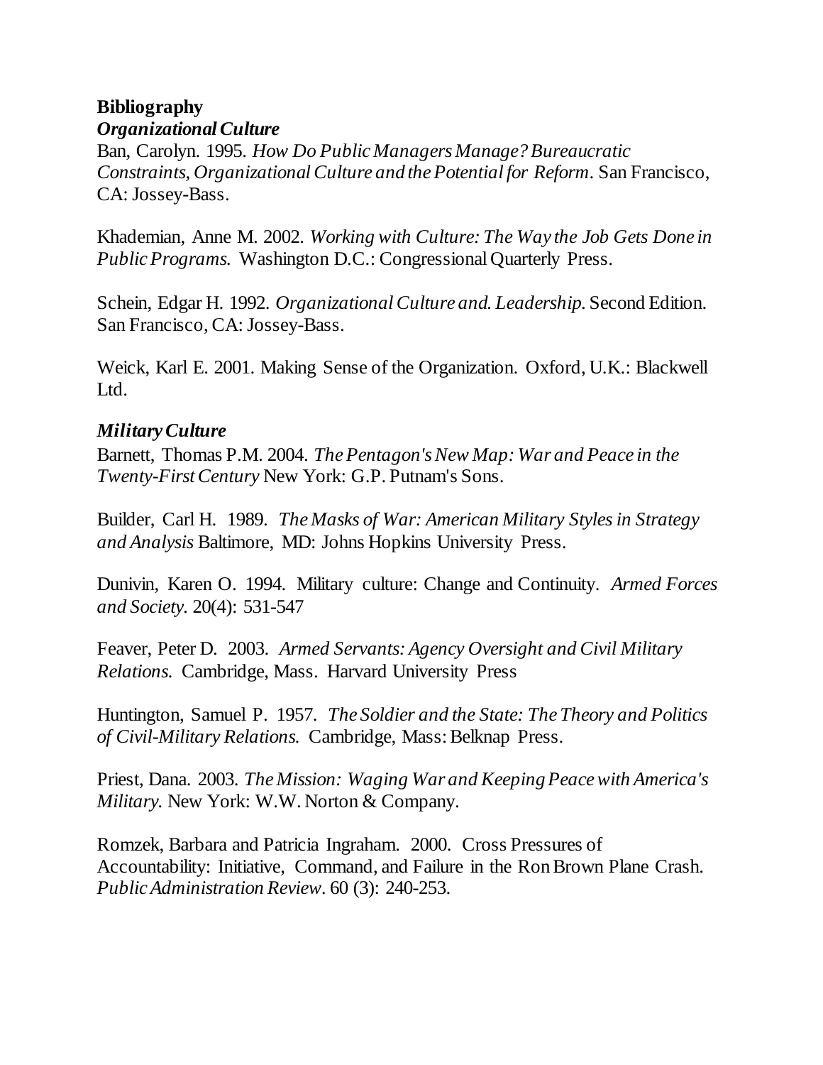**Bibliography**

***Organizational Culture***

Ban, Carolyn. 1995. *How Do Public Managers Manage? Bureaucratic Constraints, Organizational Culture and the Potential for Reform*. San Francisco, CA: Jossey-Bass.

Khademian, Anne M. 2002. *Working with Culture: The Way the Job Gets Done in Public Programs.* Washington D.C.: Congressional Quarterly Press.

Schein, Edgar H. 1992. *Organizational Culture and. Leadership.* Second Edition. San Francisco, CA: Jossey-Bass.

Weick, Karl E. 2001. Making Sense of the Organization. Oxford, U.K.: Blackwell Ltd.

***Military Culture***

Barnett, Thomas P.M. 2004. *The Pentagon's New Map: War and Peace in the Twenty-First Century* New York: G.P. Putnam's Sons.

Builder, Carl H. 1989. *The Masks of War: American Military Styles in Strategy and Analysis* Baltimore, MD: Johns Hopkins University Press.

Dunivin, Karen O. 1994. Military culture: Change and Continuity. *Armed Forces and Society*. 20(4): 531-547

Feaver, Peter D. 2003. *Armed Servants: Agency Oversight and Civil Military Relations.* Cambridge, Mass. Harvard University Press

Huntington, Samuel P. 1957. *The Soldier and the State: The Theory and Politics of Civil-Military Relations.* Cambridge, Mass: Belknap Press.

Priest, Dana. 2003. *The Mission: Waging War and Keeping Peace with America's Military.* New York: W.W. Norton & Company.

Romzek, Barbara and Patricia Ingraham. 2000. Cross Pressures of Accountability: Initiative, Command, and Failure in the Ron Brown Plane Crash. *Public Administration Review*. 60 (3): 240-253.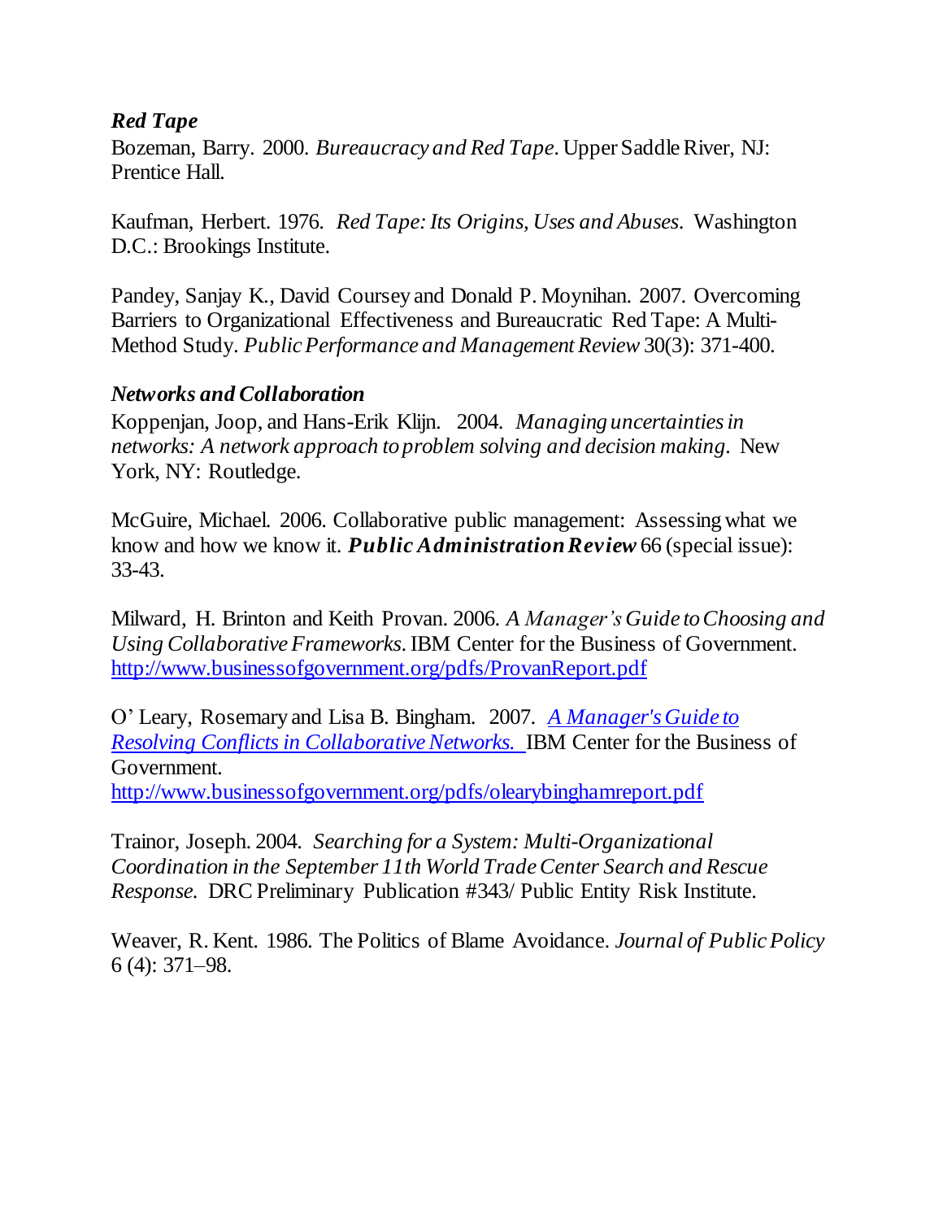***Red Tape***

Bozeman, Barry. 2000. *Bureaucracy and Red Tape*. Upper Saddle River, NJ: Prentice Hall.

Kaufman, Herbert. 1976. *Red Tape: Its Origins, Uses and Abuses*. Washington D.C.: Brookings Institute.

Pandey, Sanjay K., David Coursey and Donald P. Moynihan. 2007. Overcoming Barriers to Organizational Effectiveness and Bureaucratic Red Tape: A Multi-Method Study. *Public Performance and Management Review* 30(3): 371-400.

***Networks and Collaboration***

Koppenjan, Joop, and Hans-Erik Klijn. 2004. *Managing uncertainties in networks: A network approach to problem solving and decision making*. New York, NY: Routledge.

McGuire, Michael. 2006. Collaborative public management: Assessing what we know and how we know it. ***Public Administration Review*** 66 (special issue): 33-43.

Milward, H. Brinton and Keith Provan. 2006. *A Manager's Guide to Choosing and Using Collaborative Frameworks*. IBM Center for the Business of Government. http://www.businessofgovernment.org/pdfs/ProvanReport.pdf

O' Leary, Rosemary and Lisa B. Bingham. 2007. *A Manager's Guide to Resolving Conflicts in Collaborative Networks.* IBM Center for the Business of Government.
http://www.businessofgovernment.org/pdfs/olearybinghamreport.pdf

Trainor, Joseph. 2004. *Searching for a System: Multi-Organizational Coordination in the September 11th World Trade Center Search and Rescue Response*. DRC Preliminary Publication #343/ Public Entity Risk Institute.

Weaver, R. Kent. 1986. The Politics of Blame Avoidance. *Journal of Public Policy* 6 (4): 371–98.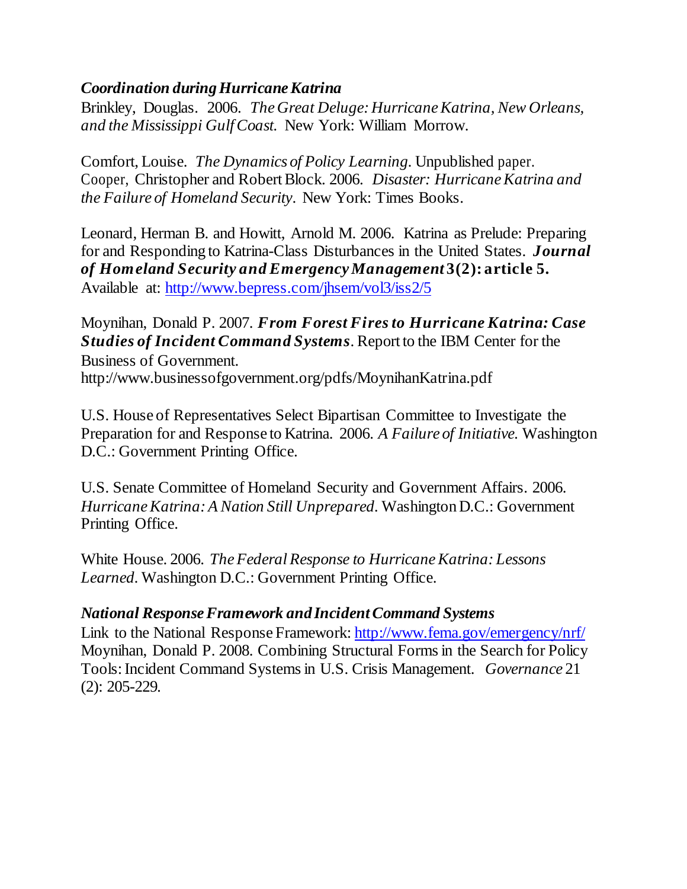***Coordination during Hurricane Katrina***

Brinkley, Douglas. 2006. *The Great Deluge: Hurricane Katrina, New Orleans, and the Mississippi Gulf Coast.* New York: William Morrow.

Comfort, Louise. *The Dynamics of Policy Learning*. Unpublished paper.
Cooper, Christopher and Robert Block. 2006. *Disaster: Hurricane Katrina and the Failure of Homeland Security*. New York: Times Books.

Leonard, Herman B. and Howitt, Arnold M. 2006. Katrina as Prelude: Preparing for and Responding to Katrina-Class Disturbances in the United States. ***Journal of Homeland Security and Emergency Management*** **3(2): article 5.** Available at: http://www.bepress.com/jhsem/vol3/iss2/5

Moynihan, Donald P. 2007. ***From Forest Fires to Hurricane Katrina: Case Studies of Incident Command Systems***. Report to the IBM Center for the Business of Government.
http://www.businessofgovernment.org/pdfs/MoynihanKatrina.pdf

U.S. House of Representatives Select Bipartisan Committee to Investigate the Preparation for and Response to Katrina. 2006. *A Failure of Initiative.* Washington D.C.: Government Printing Office.

U.S. Senate Committee of Homeland Security and Government Affairs. 2006. *Hurricane Katrina: A Nation Still Unprepared.* Washington D.C.: Government Printing Office.

White House. 2006. *The Federal Response to Hurricane Katrina: Lessons Learned*. Washington D.C.: Government Printing Office.

***National Response Framework and Incident Command Systems***

Link to the National Response Framework: http://www.fema.gov/emergency/nrf/
Moynihan, Donald P. 2008. Combining Structural Forms in the Search for Policy Tools: Incident Command Systems in U.S. Crisis Management. *Governance* 21 (2): 205-229.